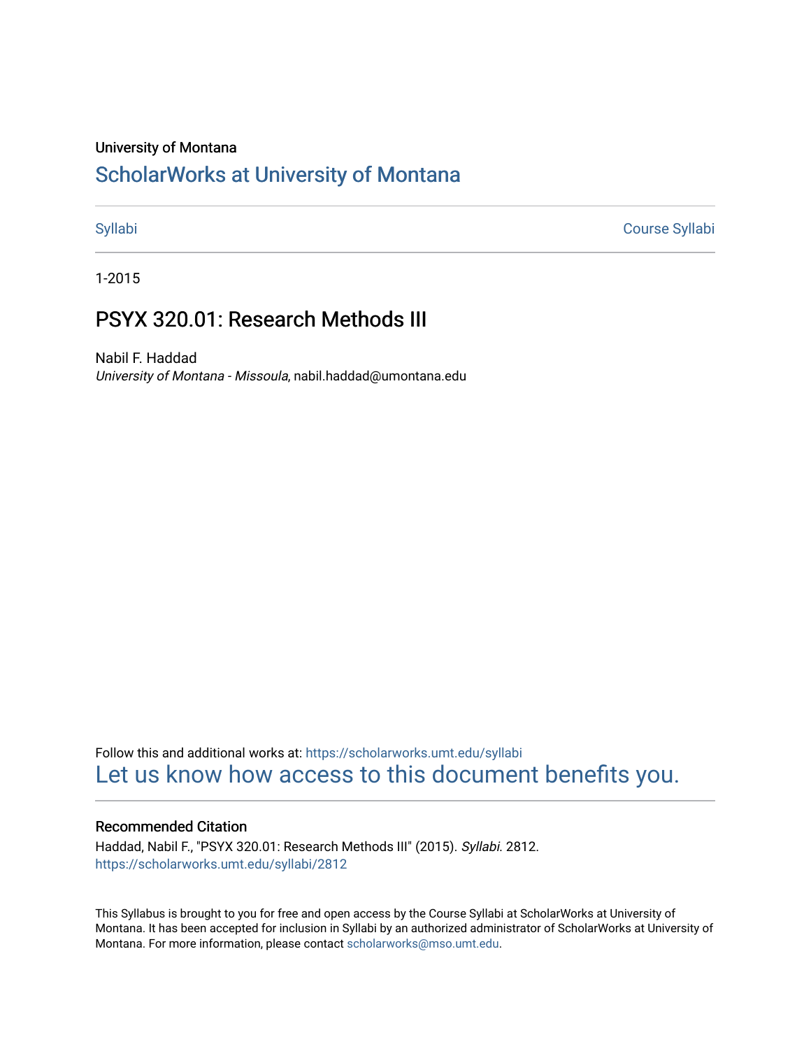University of Montana

# ScholarWorks at University of Montana

Syllabi | Course Syllabi

1-2015

## PSYX 320.01: Research Methods III

Nabil F. Haddad
*University of Montana - Missoula*, nabil.haddad@umontana.edu

Follow this and additional works at: https://scholarworks.umt.edu/syllabi

Let us know how access to this document benefits you.

### Recommended Citation

Haddad, Nabil F., "PSYX 320.01: Research Methods III" (2015). *Syllabi*. 2812.
https://scholarworks.umt.edu/syllabi/2812

This Syllabus is brought to you for free and open access by the Course Syllabi at ScholarWorks at University of Montana. It has been accepted for inclusion in Syllabi by an authorized administrator of ScholarWorks at University of Montana. For more information, please contact scholarworks@mso.umt.edu.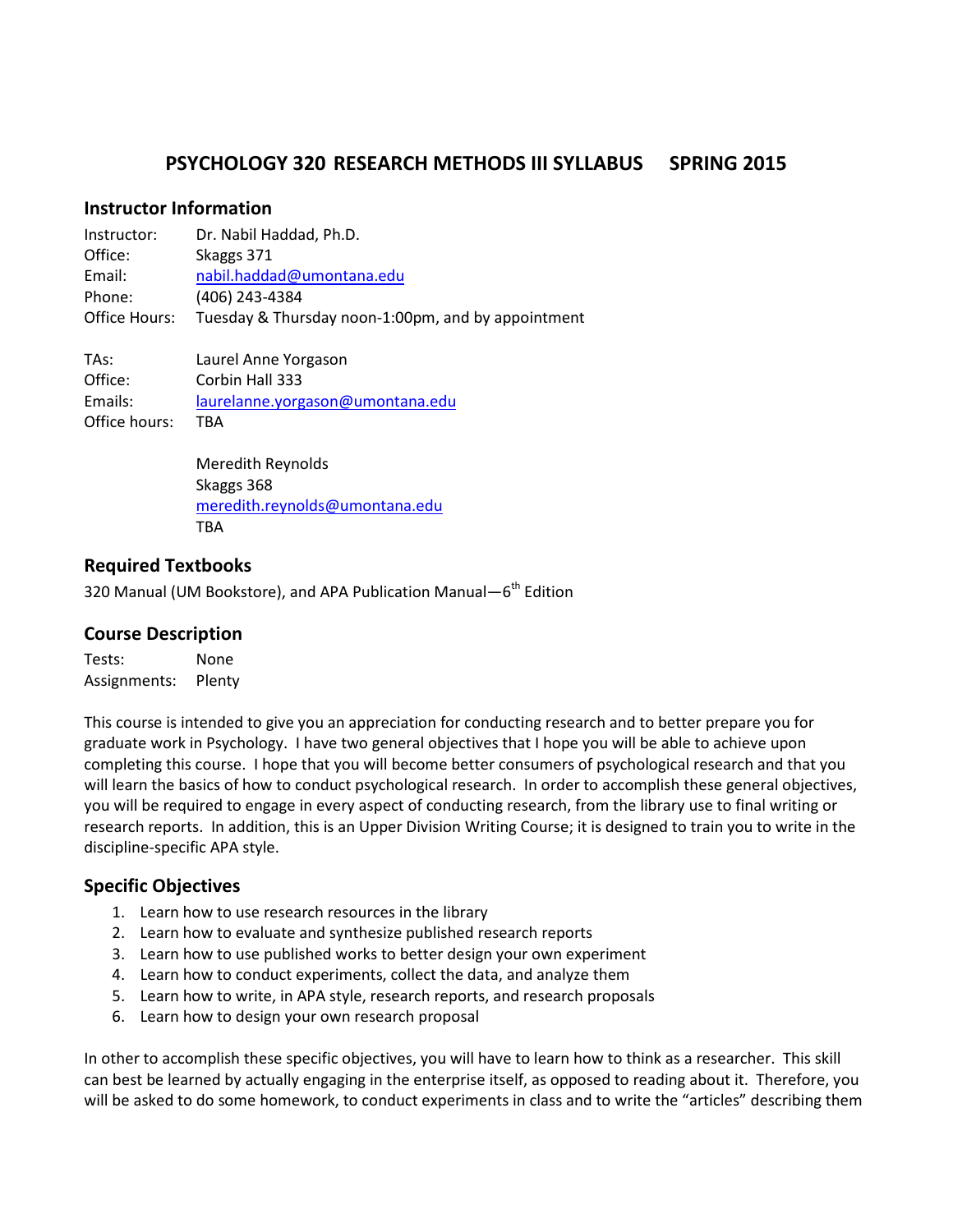# PSYCHOLOGY 320 RESEARCH METHODS III SYLLABUS SPRING 2015

## Instructor Information

Instructor: Dr. Nabil Haddad, Ph.D.
Office: Skaggs 371
Email: nabil.haddad@umontana.edu
Phone: (406) 243-4384
Office Hours: Tuesday & Thursday noon-1:00pm, and by appointment

TAs: Laurel Anne Yorgason
Office: Corbin Hall 333
Emails: laurelanne.yorgason@umontana.edu
Office hours: TBA

Meredith Reynolds
Skaggs 368
meredith.reynolds@umontana.edu
TBA

## Required Textbooks

320 Manual (UM Bookstore), and APA Publication Manual—6th Edition

## Course Description

Tests: None
Assignments: Plenty

This course is intended to give you an appreciation for conducting research and to better prepare you for graduate work in Psychology. I have two general objectives that I hope you will be able to achieve upon completing this course. I hope that you will become better consumers of psychological research and that you will learn the basics of how to conduct psychological research. In order to accomplish these general objectives, you will be required to engage in every aspect of conducting research, from the library use to final writing or research reports. In addition, this is an Upper Division Writing Course; it is designed to train you to write in the discipline-specific APA style.

## Specific Objectives

1. Learn how to use research resources in the library
2. Learn how to evaluate and synthesize published research reports
3. Learn how to use published works to better design your own experiment
4. Learn how to conduct experiments, collect the data, and analyze them
5. Learn how to write, in APA style, research reports, and research proposals
6. Learn how to design your own research proposal

In other to accomplish these specific objectives, you will have to learn how to think as a researcher. This skill can best be learned by actually engaging in the enterprise itself, as opposed to reading about it. Therefore, you will be asked to do some homework, to conduct experiments in class and to write the "articles" describing them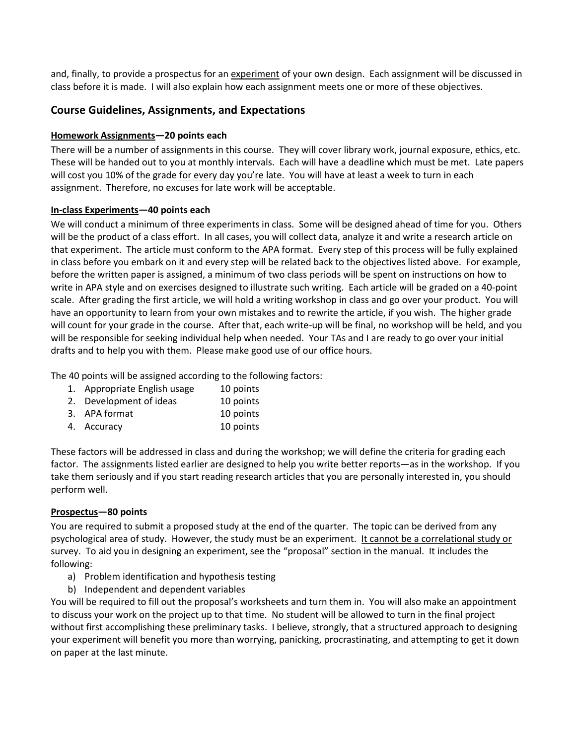and, finally, to provide a prospectus for an experiment of your own design. Each assignment will be discussed in class before it is made. I will also explain how each assignment meets one or more of these objectives.

## Course Guidelines, Assignments, and Expectations

**Homework Assignments—20 points each**

There will be a number of assignments in this course. They will cover library work, journal exposure, ethics, etc. These will be handed out to you at monthly intervals. Each will have a deadline which must be met. Late papers will cost you 10% of the grade for every day you're late. You will have at least a week to turn in each assignment. Therefore, no excuses for late work will be acceptable.

**In-class Experiments—40 points each**

We will conduct a minimum of three experiments in class. Some will be designed ahead of time for you. Others will be the product of a class effort. In all cases, you will collect data, analyze it and write a research article on that experiment. The article must conform to the APA format. Every step of this process will be fully explained in class before you embark on it and every step will be related back to the objectives listed above. For example, before the written paper is assigned, a minimum of two class periods will be spent on instructions on how to write in APA style and on exercises designed to illustrate such writing. Each article will be graded on a 40-point scale. After grading the first article, we will hold a writing workshop in class and go over your product. You will have an opportunity to learn from your own mistakes and to rewrite the article, if you wish. The higher grade will count for your grade in the course. After that, each write-up will be final, no workshop will be held, and you will be responsible for seeking individual help when needed. Your TAs and I are ready to go over your initial drafts and to help you with them. Please make good use of our office hours.

The 40 points will be assigned according to the following factors:

1. Appropriate English usage 10 points
2. Development of ideas 10 points
3. APA format 10 points
4. Accuracy 10 points

These factors will be addressed in class and during the workshop; we will define the criteria for grading each factor. The assignments listed earlier are designed to help you write better reports—as in the workshop. If you take them seriously and if you start reading research articles that you are personally interested in, you should perform well.

**Prospectus—80 points**

You are required to submit a proposed study at the end of the quarter. The topic can be derived from any psychological area of study. However, the study must be an experiment. It cannot be a correlational study or survey. To aid you in designing an experiment, see the "proposal" section in the manual. It includes the following:

a) Problem identification and hypothesis testing
b) Independent and dependent variables

You will be required to fill out the proposal's worksheets and turn them in. You will also make an appointment to discuss your work on the project up to that time. No student will be allowed to turn in the final project without first accomplishing these preliminary tasks. I believe, strongly, that a structured approach to designing your experiment will benefit you more than worrying, panicking, procrastinating, and attempting to get it down on paper at the last minute.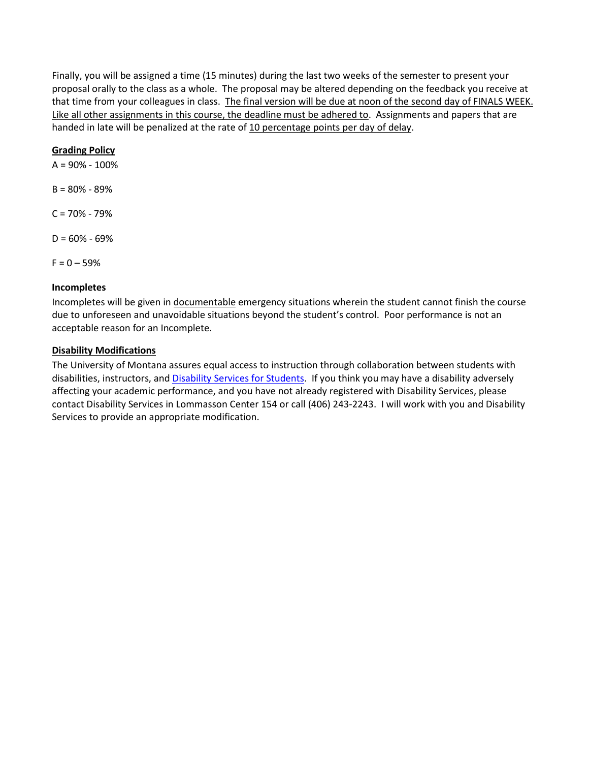Finally, you will be assigned a time (15 minutes) during the last two weeks of the semester to present your proposal orally to the class as a whole. The proposal may be altered depending on the feedback you receive at that time from your colleagues in class. The final version will be due at noon of the second day of FINALS WEEK. Like all other assignments in this course, the deadline must be adhered to. Assignments and papers that are handed in late will be penalized at the rate of 10 percentage points per day of delay.

**Grading Policy**

A = 90% - 100%

B = 80% - 89%

C = 70% - 79%

D = 60% - 69%

F = 0 – 59%

**Incompletes**

Incompletes will be given in documentable emergency situations wherein the student cannot finish the course due to unforeseen and unavoidable situations beyond the student's control. Poor performance is not an acceptable reason for an Incomplete.

**Disability Modifications**

The University of Montana assures equal access to instruction through collaboration between students with disabilities, instructors, and Disability Services for Students. If you think you may have a disability adversely affecting your academic performance, and you have not already registered with Disability Services, please contact Disability Services in Lommasson Center 154 or call (406) 243-2243. I will work with you and Disability Services to provide an appropriate modification.